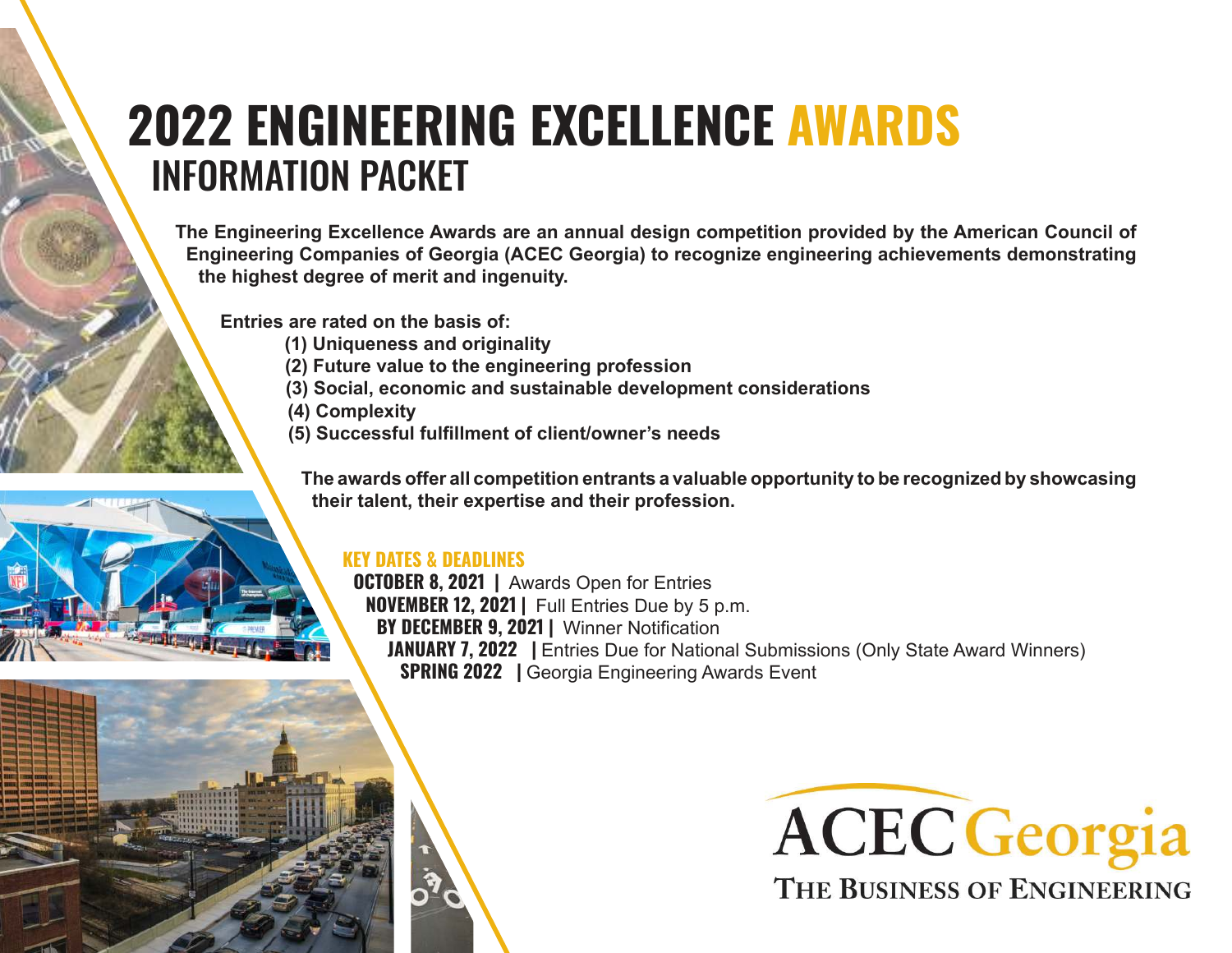# 2022 ENGINEERING EXCELLENCE AWARDS

## INFORMATION PACKET

**The Engineering Excellence Awards are an annual design competition provided by the American Council of Engineering Companies of Georgia (ACEC Georgia) to recognize engineering achievements demonstrating the highest degree of merit and ingenuity.**

**Entries are rated on the basis of:**

**(1) Uniqueness and originality**
**(2) Future value to the engineering profession**
**(3) Social, economic and sustainable development considerations**
**(4) Complexity**
**(5) Successful fulfillment of client/owner's needs**

**The awards offer all competition entrants a valuable opportunity to be recognized by showcasing their talent, their expertise and their profession.**

### KEY DATES & DEADLINES

**OCTOBER 8, 2021 |** Awards Open for Entries
**NOVEMBER 12, 2021 |** Full Entries Due by 5 p.m.
**BY DECEMBER 9, 2021 |** Winner Notification
**JANUARY 7, 2022 |** Entries Due for National Submissions (Only State Award Winners)
**SPRING 2022 |** Georgia Engineering Awards Event

ACEC Georgia
THE BUSINESS OF ENGINEERING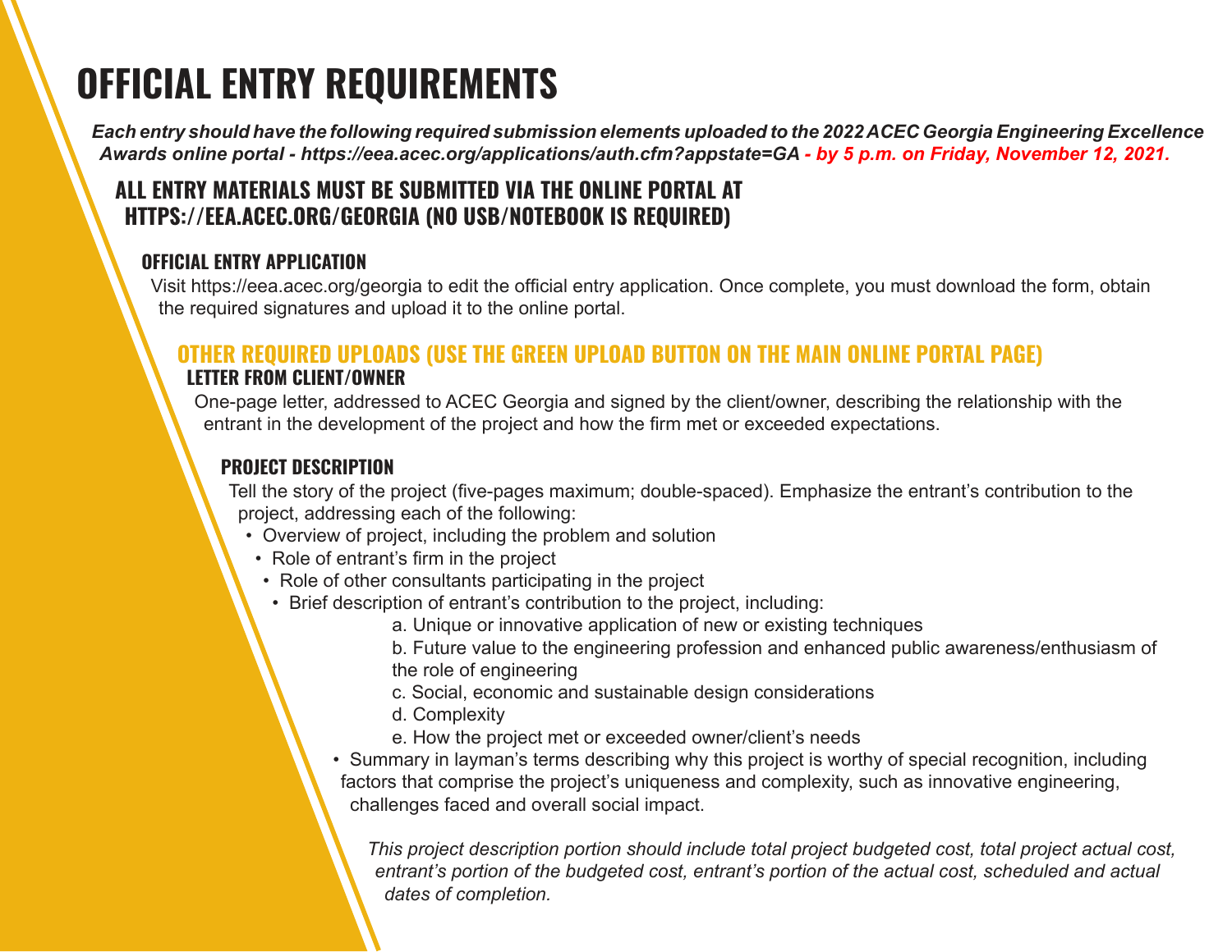# OFFICIAL ENTRY REQUIREMENTS

***Each entry should have the following required submission elements uploaded to the 2022 ACEC Georgia Engineering Excellence Awards online portal - https://eea.acec.org/applications/auth.cfm?appstate=GA - by 5 p.m. on Friday, November 12, 2021.***

## ALL ENTRY MATERIALS MUST BE SUBMITTED VIA THE ONLINE PORTAL AT HTTPS://EEA.ACEC.ORG/GEORGIA (NO USB/NOTEBOOK IS REQUIRED)

### OFFICIAL ENTRY APPLICATION

Visit https://eea.acec.org/georgia to edit the official entry application. Once complete, you must download the form, obtain the required signatures and upload it to the online portal.

## OTHER REQUIRED UPLOADS (USE THE GREEN UPLOAD BUTTON ON THE MAIN ONLINE PORTAL PAGE)

### LETTER FROM CLIENT/OWNER

One-page letter, addressed to ACEC Georgia and signed by the client/owner, describing the relationship with the entrant in the development of the project and how the firm met or exceeded expectations.

### PROJECT DESCRIPTION

Tell the story of the project (five-pages maximum; double-spaced). Emphasize the entrant's contribution to the project, addressing each of the following:

- Overview of project, including the problem and solution
- Role of entrant's firm in the project
- Role of other consultants participating in the project
- Brief description of entrant's contribution to the project, including:
  - a. Unique or innovative application of new or existing techniques
  - b. Future value to the engineering profession and enhanced public awareness/enthusiasm of the role of engineering
  - c. Social, economic and sustainable design considerations
  - d. Complexity
  - e. How the project met or exceeded owner/client's needs
- Summary in layman's terms describing why this project is worthy of special recognition, including factors that comprise the project's uniqueness and complexity, such as innovative engineering, challenges faced and overall social impact.

*This project description portion should include total project budgeted cost, total project actual cost, entrant's portion of the budgeted cost, entrant's portion of the actual cost, scheduled and actual dates of completion.*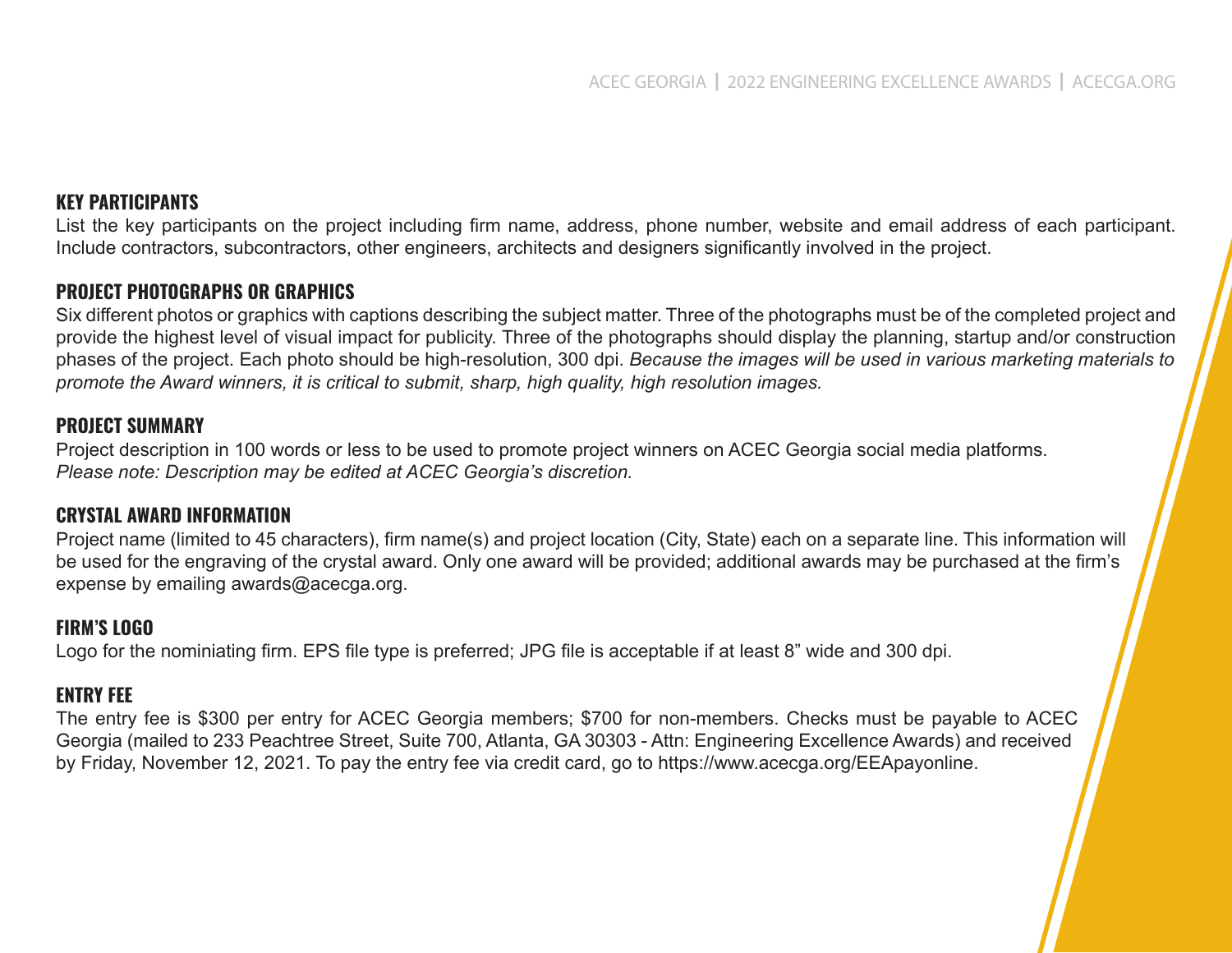## KEY PARTICIPANTS

List the key participants on the project including firm name, address, phone number, website and email address of each participant. Include contractors, subcontractors, other engineers, architects and designers significantly involved in the project.

## PROJECT PHOTOGRAPHS OR GRAPHICS

Six different photos or graphics with captions describing the subject matter. Three of the photographs must be of the completed project and provide the highest level of visual impact for publicity. Three of the photographs should display the planning, startup and/or construction phases of the project. Each photo should be high-resolution, 300 dpi. *Because the images will be used in various marketing materials to promote the Award winners, it is critical to submit, sharp, high quality, high resolution images.*

## PROJECT SUMMARY

Project description in 100 words or less to be used to promote project winners on ACEC Georgia social media platforms.
*Please note: Description may be edited at ACEC Georgia's discretion.*

## CRYSTAL AWARD INFORMATION

Project name (limited to 45 characters), firm name(s) and project location (City, State) each on a separate line. This information will be used for the engraving of the crystal award. Only one award will be provided; additional awards may be purchased at the firm's expense by emailing awards@acecga.org.

## FIRM'S LOGO

Logo for the nominiating firm. EPS file type is preferred; JPG file is acceptable if at least 8" wide and 300 dpi.

## ENTRY FEE

The entry fee is $300 per entry for ACEC Georgia members; $700 for non-members. Checks must be payable to ACEC Georgia (mailed to 233 Peachtree Street, Suite 700, Atlanta, GA 30303 - Attn: Engineering Excellence Awards) and received by Friday, November 12, 2021. To pay the entry fee via credit card, go to https://www.acecga.org/EEApayonline.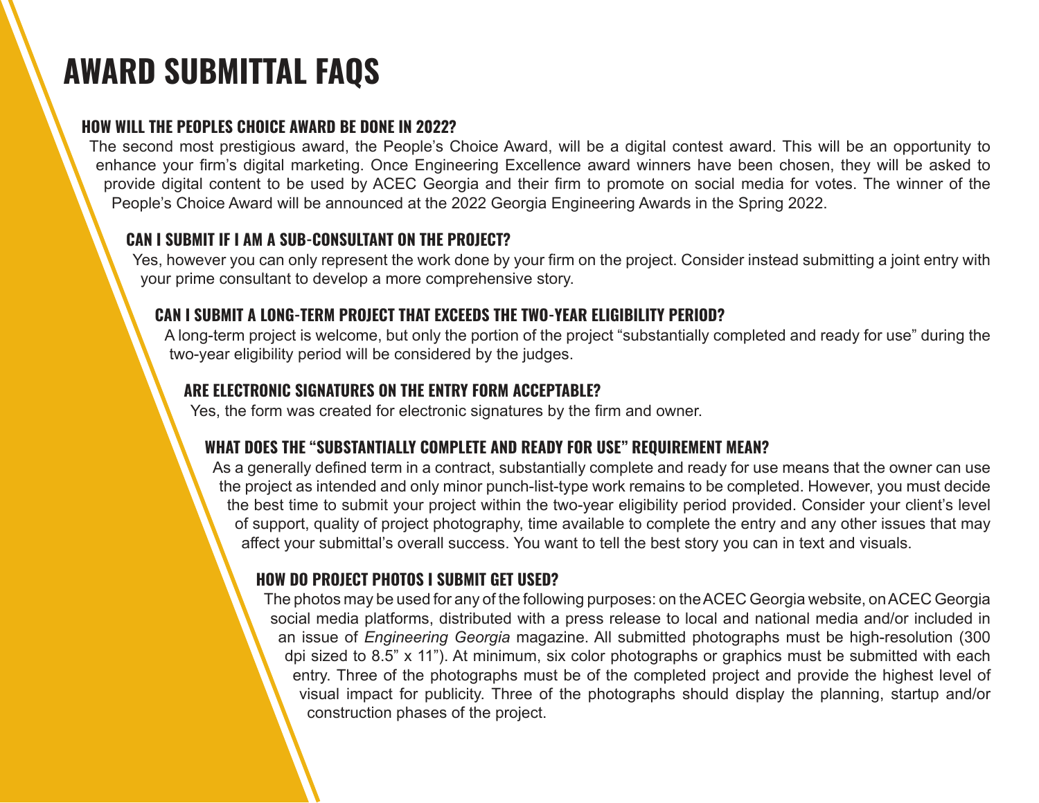# AWARD SUBMITTAL FAQS

### HOW WILL THE PEOPLES CHOICE AWARD BE DONE IN 2022?

The second most prestigious award, the People's Choice Award, will be a digital contest award. This will be an opportunity to enhance your firm's digital marketing. Once Engineering Excellence award winners have been chosen, they will be asked to provide digital content to be used by ACEC Georgia and their firm to promote on social media for votes. The winner of the People's Choice Award will be announced at the 2022 Georgia Engineering Awards in the Spring 2022.

### CAN I SUBMIT IF I AM A SUB-CONSULTANT ON THE PROJECT?

Yes, however you can only represent the work done by your firm on the project. Consider instead submitting a joint entry with your prime consultant to develop a more comprehensive story.

### CAN I SUBMIT A LONG-TERM PROJECT THAT EXCEEDS THE TWO-YEAR ELIGIBILITY PERIOD?

A long-term project is welcome, but only the portion of the project "substantially completed and ready for use" during the two-year eligibility period will be considered by the judges.

### ARE ELECTRONIC SIGNATURES ON THE ENTRY FORM ACCEPTABLE?

Yes, the form was created for electronic signatures by the firm and owner.

### WHAT DOES THE "SUBSTANTIALLY COMPLETE AND READY FOR USE" REQUIREMENT MEAN?

As a generally defined term in a contract, substantially complete and ready for use means that the owner can use the project as intended and only minor punch-list-type work remains to be completed. However, you must decide the best time to submit your project within the two-year eligibility period provided. Consider your client's level of support, quality of project photography, time available to complete the entry and any other issues that may affect your submittal's overall success. You want to tell the best story you can in text and visuals.

### HOW DO PROJECT PHOTOS I SUBMIT GET USED?

The photos may be used for any of the following purposes: on the ACEC Georgia website, on ACEC Georgia social media platforms, distributed with a press release to local and national media and/or included in an issue of *Engineering Georgia* magazine. All submitted photographs must be high-resolution (300 dpi sized to 8.5" x 11"). At minimum, six color photographs or graphics must be submitted with each entry. Three of the photographs must be of the completed project and provide the highest level of visual impact for publicity. Three of the photographs should display the planning, startup and/or construction phases of the project.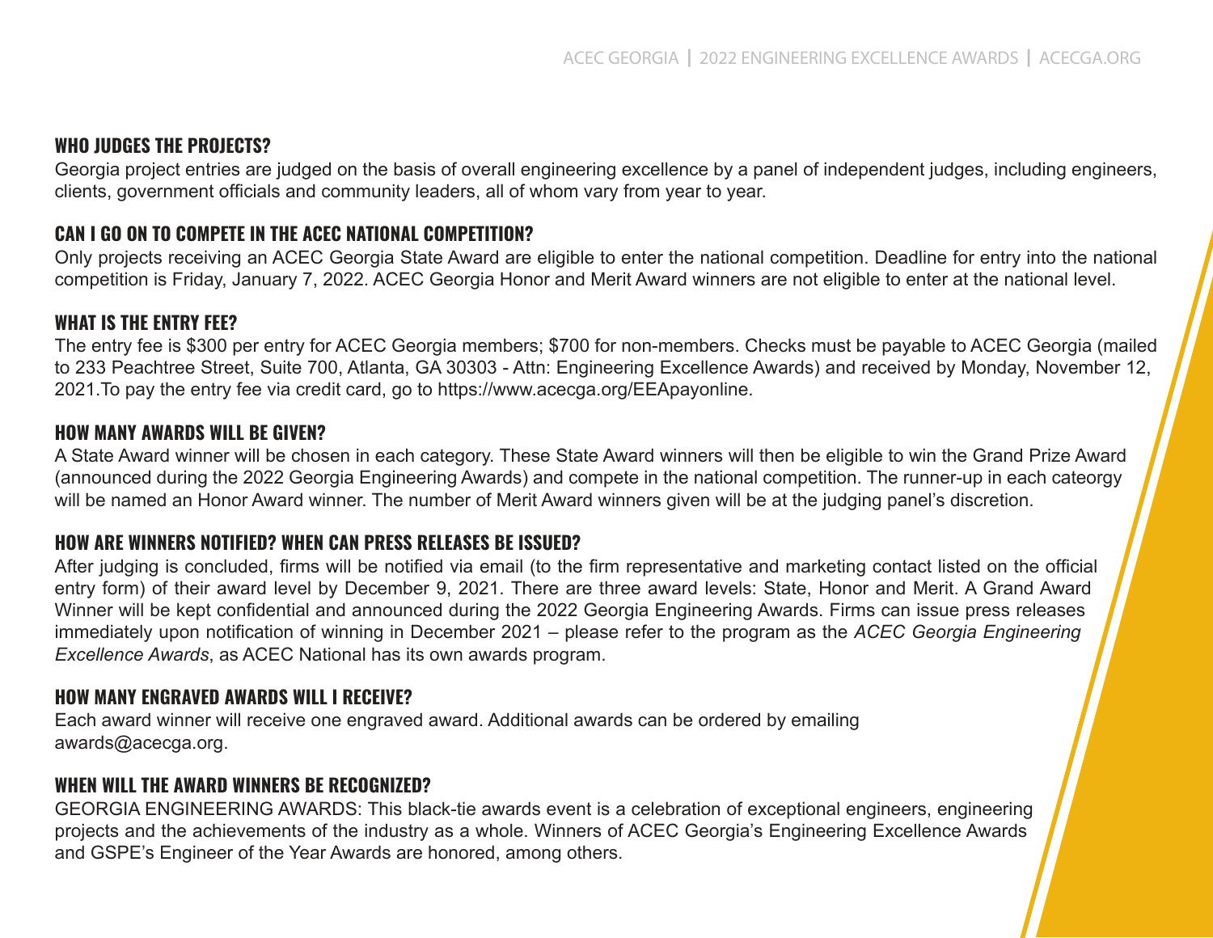### WHO JUDGES THE PROJECTS?

Georgia project entries are judged on the basis of overall engineering excellence by a panel of independent judges, including engineers, clients, government officials and community leaders, all of whom vary from year to year.

### CAN I GO ON TO COMPETE IN THE ACEC NATIONAL COMPETITION?

Only projects receiving an ACEC Georgia State Award are eligible to enter the national competition. Deadline for entry into the national competition is Friday, January 7, 2022. ACEC Georgia Honor and Merit Award winners are not eligible to enter at the national level.

### WHAT IS THE ENTRY FEE?

The entry fee is $300 per entry for ACEC Georgia members; $700 for non-members. Checks must be payable to ACEC Georgia (mailed to 233 Peachtree Street, Suite 700, Atlanta, GA 30303 - Attn: Engineering Excellence Awards) and received by Monday, November 12, 2021.To pay the entry fee via credit card, go to https://www.acecga.org/EEApayonline.

### HOW MANY AWARDS WILL BE GIVEN?

A State Award winner will be chosen in each category. These State Award winners will then be eligible to win the Grand Prize Award (announced during the 2022 Georgia Engineering Awards) and compete in the national competition. The runner-up in each cateorgy will be named an Honor Award winner. The number of Merit Award winners given will be at the judging panel's discretion.

### HOW ARE WINNERS NOTIFIED? WHEN CAN PRESS RELEASES BE ISSUED?

After judging is concluded, firms will be notified via email (to the firm representative and marketing contact listed on the official entry form) of their award level by December 9, 2021. There are three award levels: State, Honor and Merit. A Grand Award Winner will be kept confidential and announced during the 2022 Georgia Engineering Awards. Firms can issue press releases immediately upon notification of winning in December 2021 – please refer to the program as the *ACEC Georgia Engineering Excellence Awards*, as ACEC National has its own awards program.

### HOW MANY ENGRAVED AWARDS WILL I RECEIVE?

Each award winner will receive one engraved award. Additional awards can be ordered by emailing awards@acecga.org.

### WHEN WILL THE AWARD WINNERS BE RECOGNIZED?

GEORGIA ENGINEERING AWARDS: This black-tie awards event is a celebration of exceptional engineers, engineering projects and the achievements of the industry as a whole. Winners of ACEC Georgia's Engineering Excellence Awards and GSPE's Engineer of the Year Awards are honored, among others.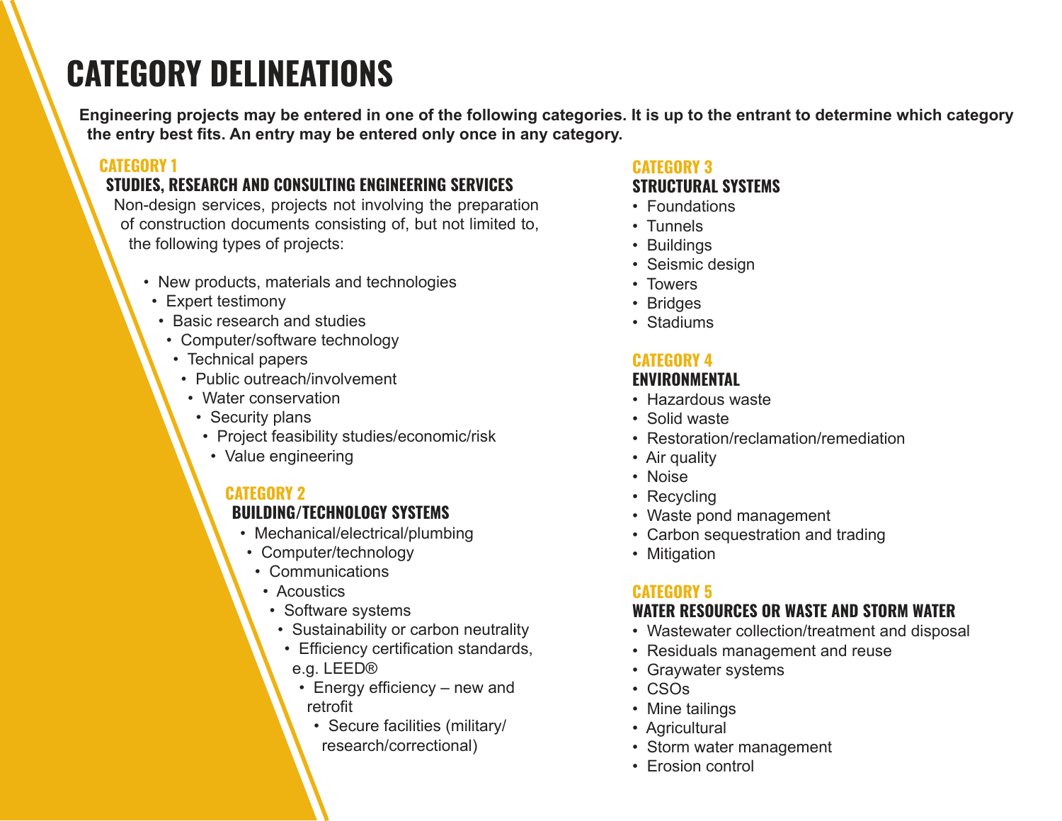# CATEGORY DELINEATIONS

**Engineering projects may be entered in one of the following categories. It is up to the entrant to determine which category the entry best fits. An entry may be entered only once in any category.**

## CATEGORY 1

### STUDIES, RESEARCH AND CONSULTING ENGINEERING SERVICES

Non-design services, projects not involving the preparation of construction documents consisting of, but not limited to, the following types of projects:

- New products, materials and technologies
- Expert testimony
- Basic research and studies
- Computer/software technology
- Technical papers
- Public outreach/involvement
- Water conservation
- Security plans
- Project feasibility studies/economic/risk
- Value engineering

## CATEGORY 2

### BUILDING/TECHNOLOGY SYSTEMS

- Mechanical/electrical/plumbing
- Computer/technology
- Communications
- Acoustics
- Software systems
- Sustainability or carbon neutrality
- Efficiency certification standards, e.g. LEED®
- Energy efficiency – new and retrofit
- Secure facilities (military/research/correctional)

## CATEGORY 3

### STRUCTURAL SYSTEMS

- Foundations
- Tunnels
- Buildings
- Seismic design
- Towers
- Bridges
- Stadiums

## CATEGORY 4

### ENVIRONMENTAL

- Hazardous waste
- Solid waste
- Restoration/reclamation/remediation
- Air quality
- Noise
- Recycling
- Waste pond management
- Carbon sequestration and trading
- Mitigation

## CATEGORY 5

### WATER RESOURCES OR WASTE AND STORM WATER

- Wastewater collection/treatment and disposal
- Residuals management and reuse
- Graywater systems
- CSOs
- Mine tailings
- Agricultural
- Storm water management
- Erosion control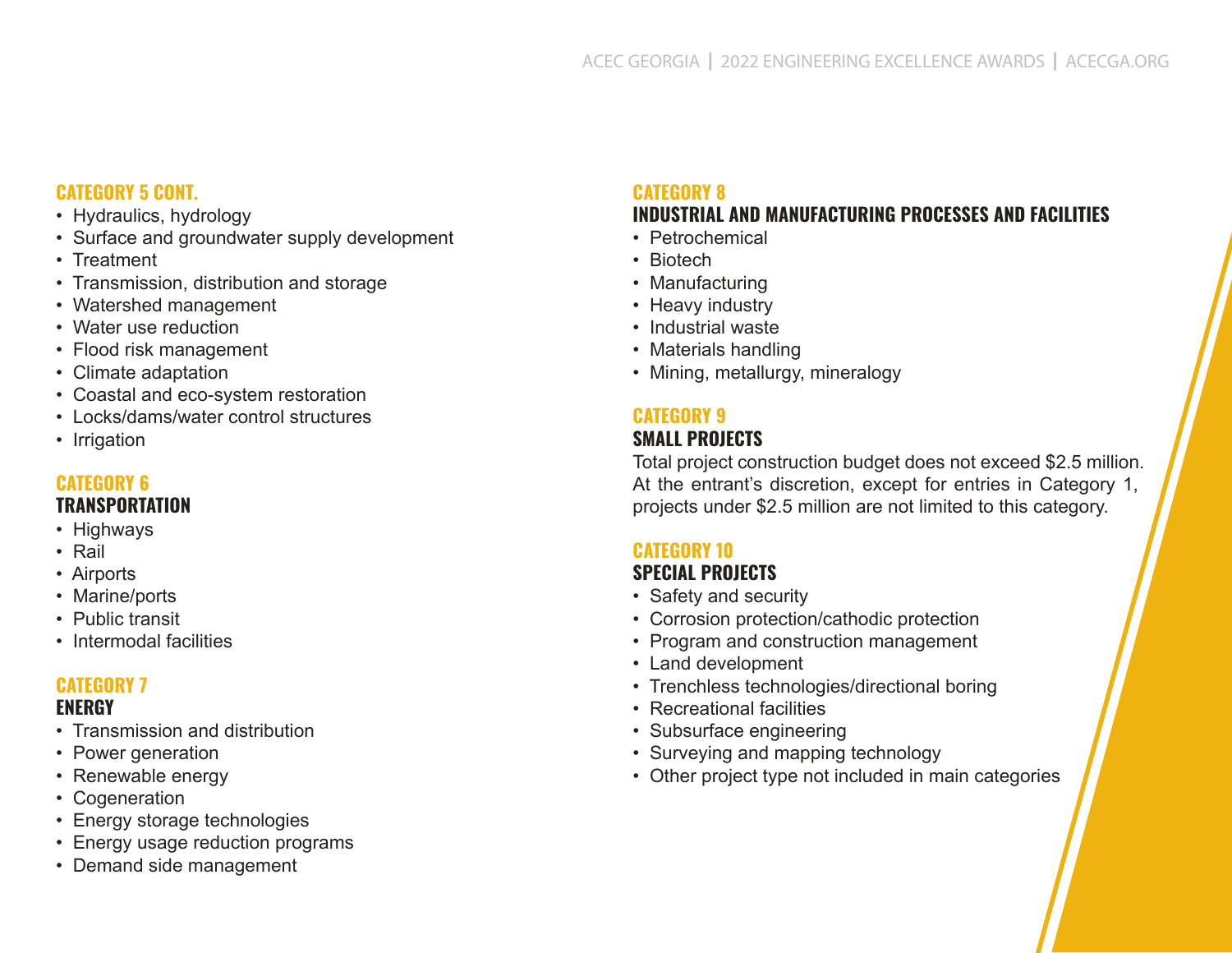### CATEGORY 5 CONT.

- Hydraulics, hydrology
- Surface and groundwater supply development
- Treatment
- Transmission, distribution and storage
- Watershed management
- Water use reduction
- Flood risk management
- Climate adaptation
- Coastal and eco-system restoration
- Locks/dams/water control structures
- Irrigation

### CATEGORY 6

**TRANSPORTATION**

- Highways
- Rail
- Airports
- Marine/ports
- Public transit
- Intermodal facilities

### CATEGORY 7

**ENERGY**

- Transmission and distribution
- Power generation
- Renewable energy
- Cogeneration
- Energy storage technologies
- Energy usage reduction programs
- Demand side management

### CATEGORY 8

**INDUSTRIAL AND MANUFACTURING PROCESSES AND FACILITIES**

- Petrochemical
- Biotech
- Manufacturing
- Heavy industry
- Industrial waste
- Materials handling
- Mining, metallurgy, mineralogy

### CATEGORY 9

**SMALL PROJECTS**

Total project construction budget does not exceed $2.5 million. At the entrant's discretion, except for entries in Category 1, projects under $2.5 million are not limited to this category.

### CATEGORY 10

**SPECIAL PROJECTS**

- Safety and security
- Corrosion protection/cathodic protection
- Program and construction management
- Land development
- Trenchless technologies/directional boring
- Recreational facilities
- Subsurface engineering
- Surveying and mapping technology
- Other project type not included in main categories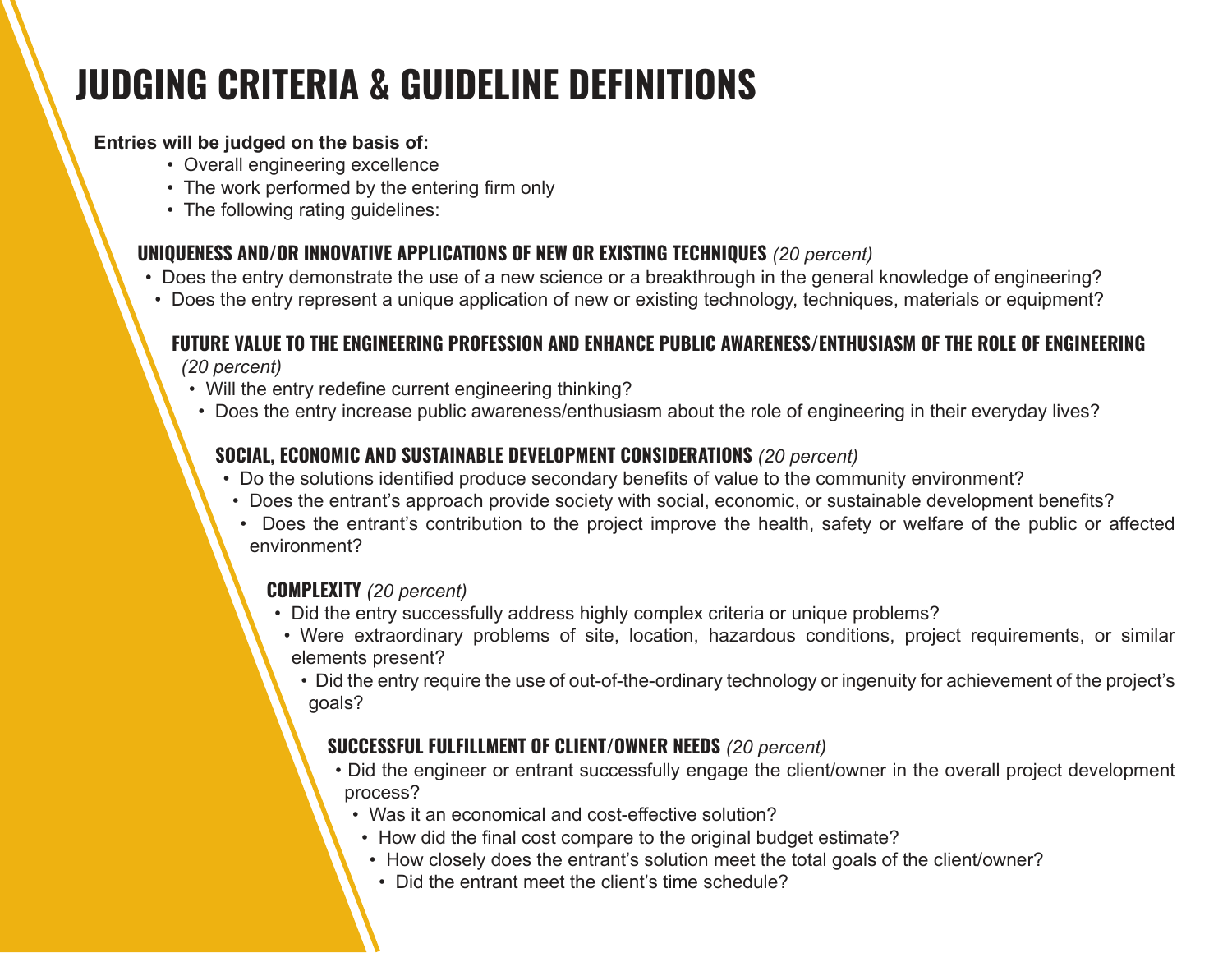# JUDGING CRITERIA & GUIDELINE DEFINITIONS

**Entries will be judged on the basis of:**

- Overall engineering excellence
- The work performed by the entering firm only
- The following rating guidelines:

### UNIQUENESS AND/OR INNOVATIVE APPLICATIONS OF NEW OR EXISTING TECHNIQUES *(20 percent)*

- Does the entry demonstrate the use of a new science or a breakthrough in the general knowledge of engineering?
- Does the entry represent a unique application of new or existing technology, techniques, materials or equipment?

### FUTURE VALUE TO THE ENGINEERING PROFESSION AND ENHANCE PUBLIC AWARENESS/ENTHUSIASM OF THE ROLE OF ENGINEERING *(20 percent)*

- Will the entry redefine current engineering thinking?
- Does the entry increase public awareness/enthusiasm about the role of engineering in their everyday lives?

### SOCIAL, ECONOMIC AND SUSTAINABLE DEVELOPMENT CONSIDERATIONS *(20 percent)*

- Do the solutions identified produce secondary benefits of value to the community environment?
- Does the entrant's approach provide society with social, economic, or sustainable development benefits?
- Does the entrant's contribution to the project improve the health, safety or welfare of the public or affected environment?

### COMPLEXITY *(20 percent)*

- Did the entry successfully address highly complex criteria or unique problems?
- Were extraordinary problems of site, location, hazardous conditions, project requirements, or similar elements present?
- Did the entry require the use of out-of-the-ordinary technology or ingenuity for achievement of the project's goals?

### SUCCESSFUL FULFILLMENT OF CLIENT/OWNER NEEDS *(20 percent)*

- Did the engineer or entrant successfully engage the client/owner in the overall project development process?
- Was it an economical and cost-effective solution?
- How did the final cost compare to the original budget estimate?
- How closely does the entrant's solution meet the total goals of the client/owner?
- Did the entrant meet the client's time schedule?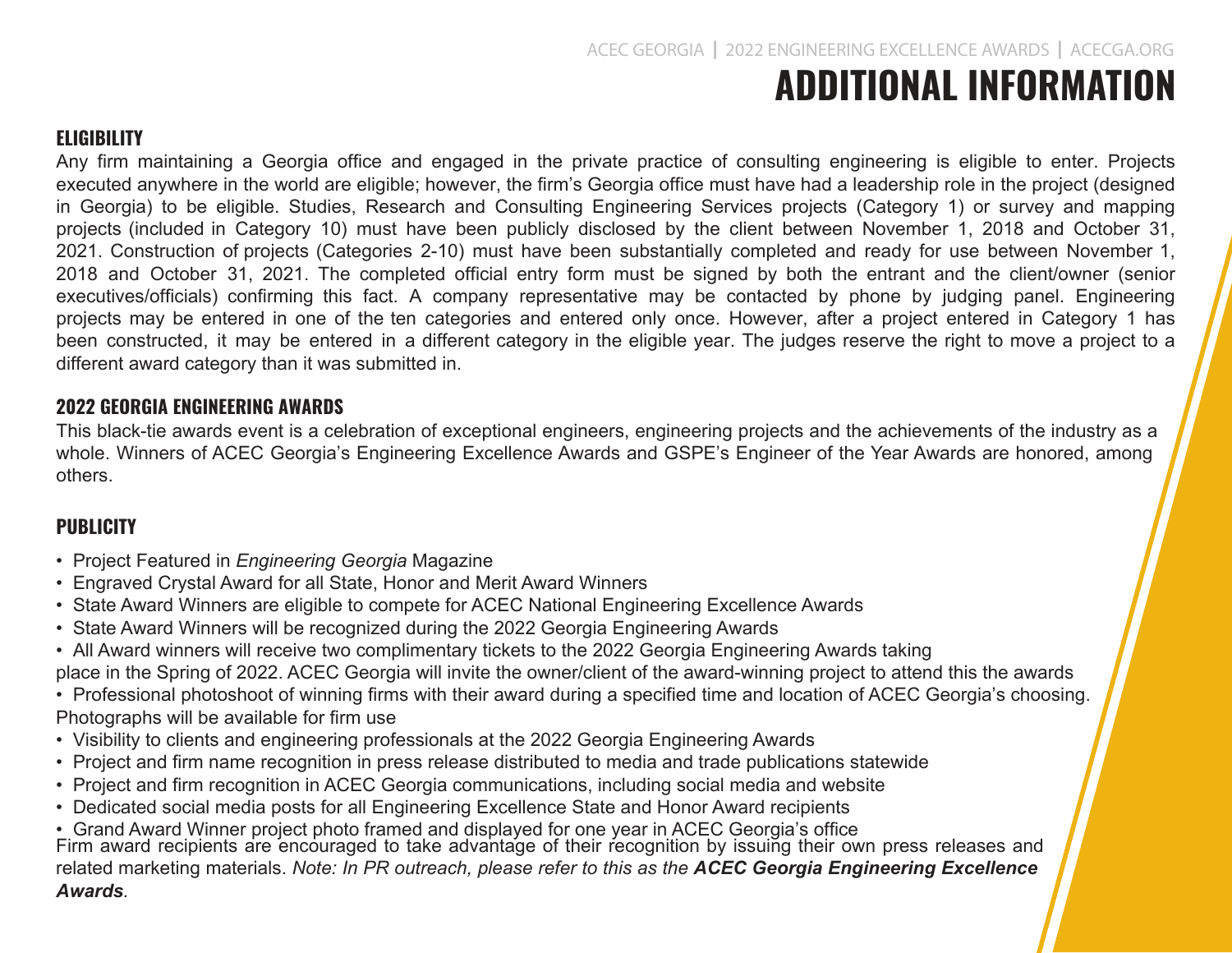# ADDITIONAL INFORMATION

## ELIGIBILITY

Any firm maintaining a Georgia office and engaged in the private practice of consulting engineering is eligible to enter. Projects executed anywhere in the world are eligible; however, the firm's Georgia office must have had a leadership role in the project (designed in Georgia) to be eligible. Studies, Research and Consulting Engineering Services projects (Category 1) or survey and mapping projects (included in Category 10) must have been publicly disclosed by the client between November 1, 2018 and October 31, 2021. Construction of projects (Categories 2-10) must have been substantially completed and ready for use between November 1, 2018 and October 31, 2021. The completed official entry form must be signed by both the entrant and the client/owner (senior executives/officials) confirming this fact. A company representative may be contacted by phone by judging panel. Engineering projects may be entered in one of the ten categories and entered only once. However, after a project entered in Category 1 has been constructed, it may be entered in a different category in the eligible year. The judges reserve the right to move a project to a different award category than it was submitted in.

## 2022 GEORGIA ENGINEERING AWARDS

This black-tie awards event is a celebration of exceptional engineers, engineering projects and the achievements of the industry as a whole. Winners of ACEC Georgia's Engineering Excellence Awards and GSPE's Engineer of the Year Awards are honored, among others.

## PUBLICITY

- Project Featured in *Engineering Georgia* Magazine
- Engraved Crystal Award for all State, Honor and Merit Award Winners
- State Award Winners are eligible to compete for ACEC National Engineering Excellence Awards
- State Award Winners will be recognized during the 2022 Georgia Engineering Awards
- All Award winners will receive two complimentary tickets to the 2022 Georgia Engineering Awards taking place in the Spring of 2022. ACEC Georgia will invite the owner/client of the award-winning project to attend this the awards
- Professional photoshoot of winning firms with their award during a specified time and location of ACEC Georgia's choosing. Photographs will be available for firm use
- Visibility to clients and engineering professionals at the 2022 Georgia Engineering Awards
- Project and firm name recognition in press release distributed to media and trade publications statewide
- Project and firm recognition in ACEC Georgia communications, including social media and website
- Dedicated social media posts for all Engineering Excellence State and Honor Award recipients
- Grand Award Winner project photo framed and displayed for one year in ACEC Georgia's office

Firm award recipients are encouraged to take advantage of their recognition by issuing their own press releases and related marketing materials. *Note: In PR outreach, please refer to this as the* ***ACEC Georgia Engineering Excellence Awards****.*